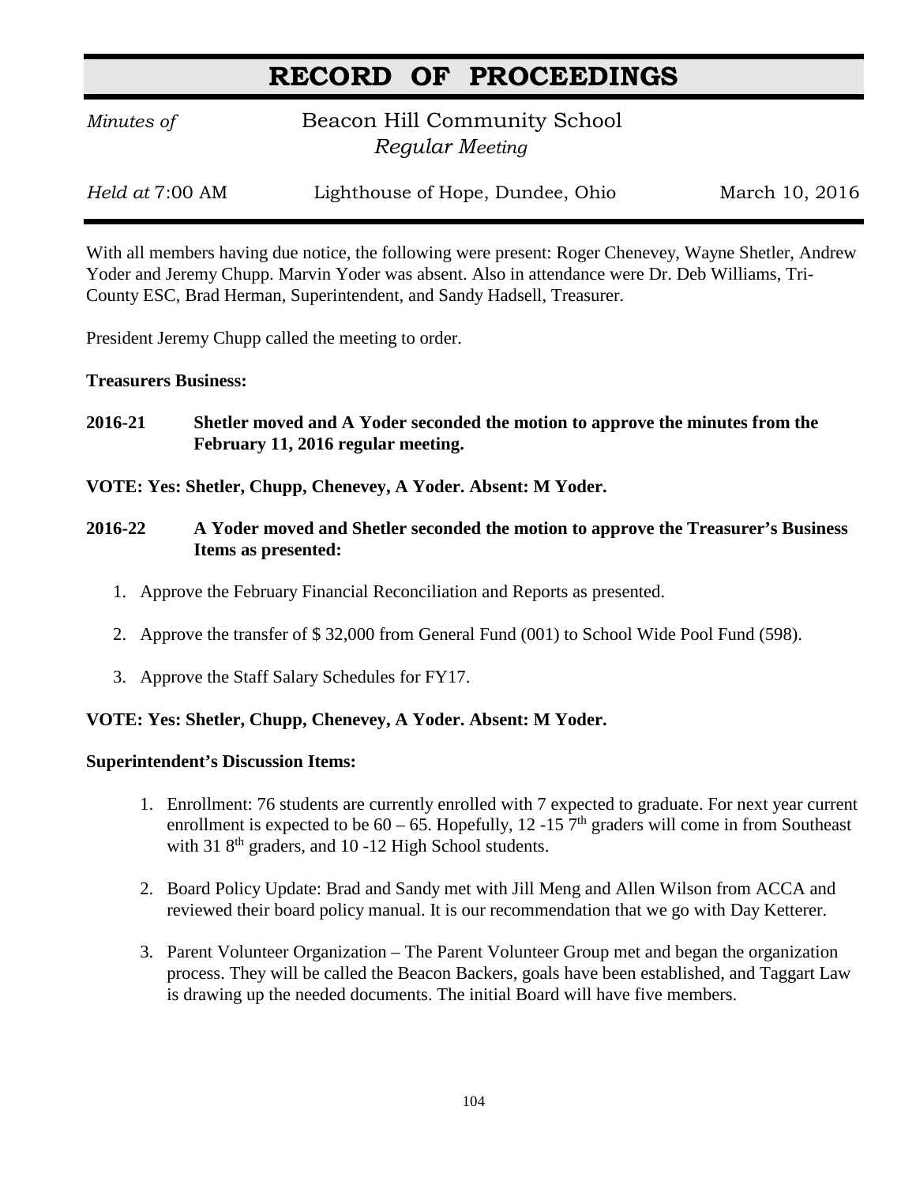# RECORD OF PROCEEDINGS

*Minutes of* Beacon Hill Community School
*Regular Meeting*

*Held at* 7:00 AM Lighthouse of Hope, Dundee, Ohio March 10, 2016

With all members having due notice, the following were present: Roger Chenevey, Wayne Shetler, Andrew Yoder and Jeremy Chupp. Marvin Yoder was absent. Also in attendance were Dr. Deb Williams, Tri-County ESC, Brad Herman, Superintendent, and Sandy Hadsell, Treasurer.

President Jeremy Chupp called the meeting to order.

**Treasurers Business:**

**2016-21 Shetler moved and A Yoder seconded the motion to approve the minutes from the February 11, 2016 regular meeting.**

**VOTE: Yes: Shetler, Chupp, Chenevey, A Yoder. Absent: M Yoder.**

**2016-22 A Yoder moved and Shetler seconded the motion to approve the Treasurer's Business Items as presented:**

1. Approve the February Financial Reconciliation and Reports as presented.
2. Approve the transfer of $ 32,000 from General Fund (001) to School Wide Pool Fund (598).
3. Approve the Staff Salary Schedules for FY17.

**VOTE: Yes: Shetler, Chupp, Chenevey, A Yoder. Absent: M Yoder.**

**Superintendent's Discussion Items:**

1. Enrollment: 76 students are currently enrolled with 7 expected to graduate. For next year current enrollment is expected to be 60 – 65. Hopefully, 12 -15 7th graders will come in from Southeast with 31 8th graders, and 10 -12 High School students.
2. Board Policy Update: Brad and Sandy met with Jill Meng and Allen Wilson from ACCA and reviewed their board policy manual. It is our recommendation that we go with Day Ketterer.
3. Parent Volunteer Organization – The Parent Volunteer Group met and began the organization process. They will be called the Beacon Backers, goals have been established, and Taggart Law is drawing up the needed documents. The initial Board will have five members.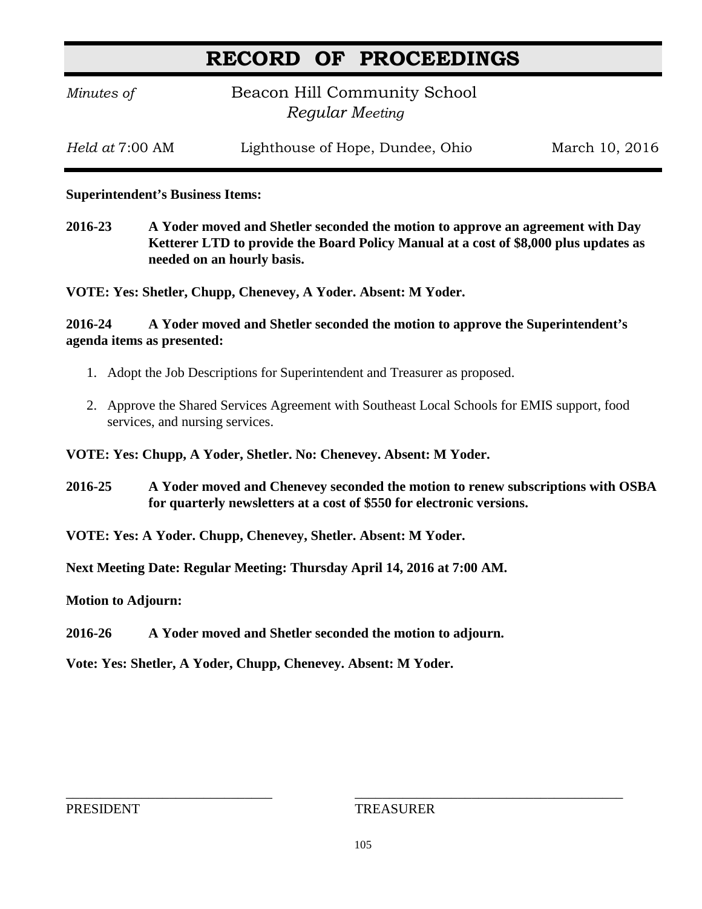# RECORD OF PROCEEDINGS

*Minutes of* Beacon Hill Community School
*Regular Meeting*

*Held at* 7:00 AM Lighthouse of Hope, Dundee, Ohio March 10, 2016

---

**Superintendent's Business Items:**

**2016-23 A Yoder moved and Shetler seconded the motion to approve an agreement with Day Ketterer LTD to provide the Board Policy Manual at a cost of $8,000 plus updates as needed on an hourly basis.**

**VOTE: Yes: Shetler, Chupp, Chenevey, A Yoder. Absent: M Yoder.**

**2016-24 A Yoder moved and Shetler seconded the motion to approve the Superintendent's agenda items as presented:**

1. Adopt the Job Descriptions for Superintendent and Treasurer as proposed.
2. Approve the Shared Services Agreement with Southeast Local Schools for EMIS support, food services, and nursing services.

**VOTE: Yes: Chupp, A Yoder, Shetler. No: Chenevey. Absent: M Yoder.**

**2016-25 A Yoder moved and Chenevey seconded the motion to renew subscriptions with OSBA for quarterly newsletters at a cost of $550 for electronic versions.**

**VOTE: Yes: A Yoder. Chupp, Chenevey, Shetler. Absent: M Yoder.**

**Next Meeting Date: Regular Meeting: Thursday April 14, 2016 at 7:00 AM.**

**Motion to Adjourn:**

**2016-26 A Yoder moved and Shetler seconded the motion to adjourn.**

**Vote: Yes: Shetler, A Yoder, Chupp, Chenevey. Absent: M Yoder.**

\_\_\_\_\_\_\_\_\_\_\_\_\_\_\_\_\_\_\_\_\_\_\_\_\_\_\_\_\_\_ \_\_\_\_\_\_\_\_\_\_\_\_\_\_\_\_\_\_\_\_\_\_\_\_\_\_\_\_\_\_\_\_\_\_\_\_\_\_\_
PRESIDENT TREASURER